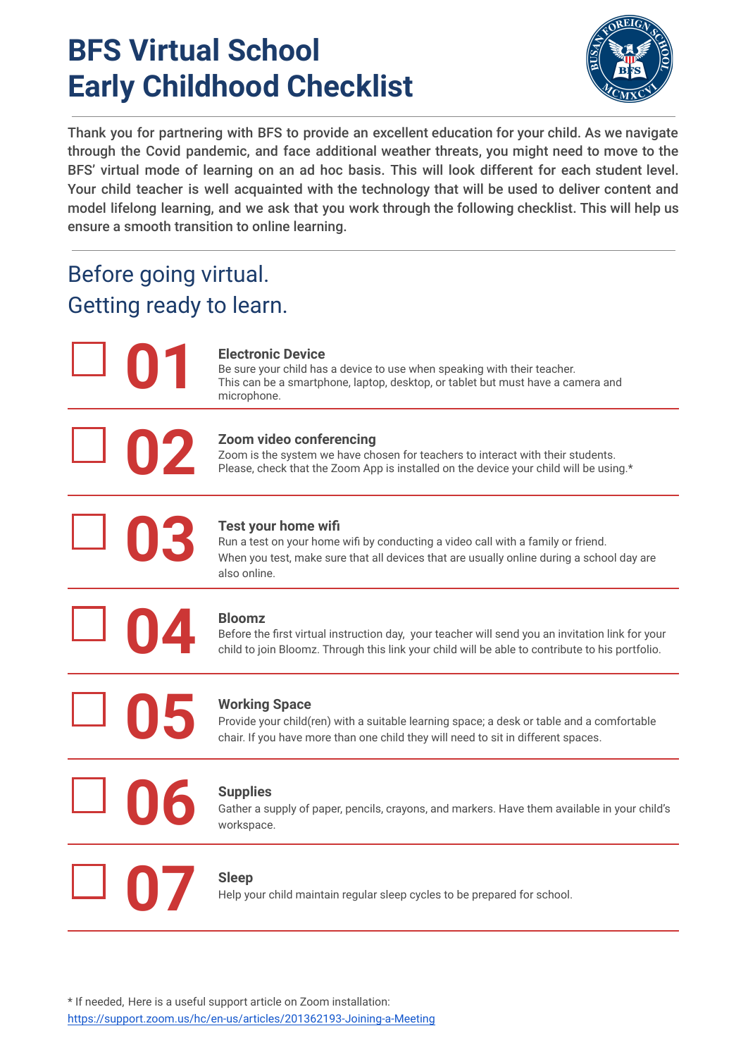# BFS Virtual School
# Early Childhood Checklist

Thank you for partnering with BFS to provide an excellent education for your child. As we navigate through the Covid pandemic, and face additional weather threats, you might need to move to the BFS' virtual mode of learning on an ad hoc basis. This will look different for each student level. Your child teacher is well acquainted with the technology that will be used to deliver content and model lifelong learning, and we ask that you work through the following checklist. This will help us ensure a smooth transition to online learning.

## Before going virtual.
## Getting ready to learn.

- [ ] **01 Electronic Device**
  Be sure your child has a device to use when speaking with their teacher. This can be a smartphone, laptop, desktop, or tablet but must have a camera and microphone.

- [ ] **02 Zoom video conferencing**
  Zoom is the system we have chosen for teachers to interact with their students. Please, check that the Zoom App is installed on the device your child will be using.*

- [ ] **03 Test your home wifi**
  Run a test on your home wifi by conducting a video call with a family or friend. When you test, make sure that all devices that are usually online during a school day are also online.

- [ ] **04 Bloomz**
  Before the first virtual instruction day, your teacher will send you an invitation link for your child to join Bloomz. Through this link your child will be able to contribute to his portfolio.

- [ ] **05 Working Space**
  Provide your child(ren) with a suitable learning space; a desk or table and a comfortable chair. If you have more than one child they will need to sit in different spaces.

- [ ] **06 Supplies**
  Gather a supply of paper, pencils, crayons, and markers. Have them available in your child's workspace.

- [ ] **07 Sleep**
  Help your child maintain regular sleep cycles to be prepared for school.

* If needed, Here is a useful support article on Zoom installation: [https://support.zoom.us/hc/en-us/articles/201362193-Joining-a-Meeting](https://support.zoom.us/hc/en-us/articles/201362193-Joining-a-Meeting)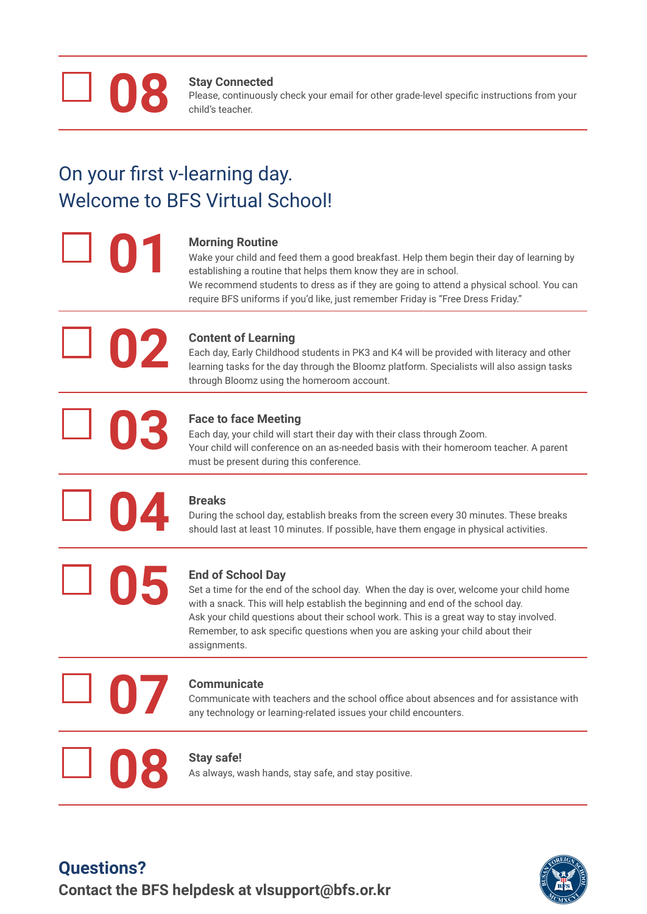☐ **08**

**Stay Connected**
Please, continuously check your email for other grade-level specific instructions from your child's teacher.

## On your first v-learning day.
## Welcome to BFS Virtual School!

☐ **01**

**Morning Routine**
Wake your child and feed them a good breakfast. Help them begin their day of learning by establishing a routine that helps them know they are in school.
We recommend students to dress as if they are going to attend a physical school. You can require BFS uniforms if you'd like, just remember Friday is "Free Dress Friday."

☐ **02**

**Content of Learning**
Each day, Early Childhood students in PK3 and K4 will be provided with literacy and other learning tasks for the day through the Bloomz platform. Specialists will also assign tasks through Bloomz using the homeroom account.

☐ **03**

**Face to face Meeting**
Each day, your child will start their day with their class through Zoom.
Your child will conference on an as-needed basis with their homeroom teacher. A parent must be present during this conference.

☐ **04**

**Breaks**
During the school day, establish breaks from the screen every 30 minutes. These breaks should last at least 10 minutes. If possible, have them engage in physical activities.

☐ **05**

**End of School Day**
Set a time for the end of the school day. When the day is over, welcome your child home with a snack. This will help establish the beginning and end of the school day.
Ask your child questions about their school work. This is a great way to stay involved. Remember, to ask specific questions when you are asking your child about their assignments.

☐ **07**

**Communicate**
Communicate with teachers and the school office about absences and for assistance with any technology or learning-related issues your child encounters.

☐ **08**

**Stay safe!**
As always, wash hands, stay safe, and stay positive.

## Questions?
**Contact the BFS helpdesk at vlsupport@bfs.or.kr**